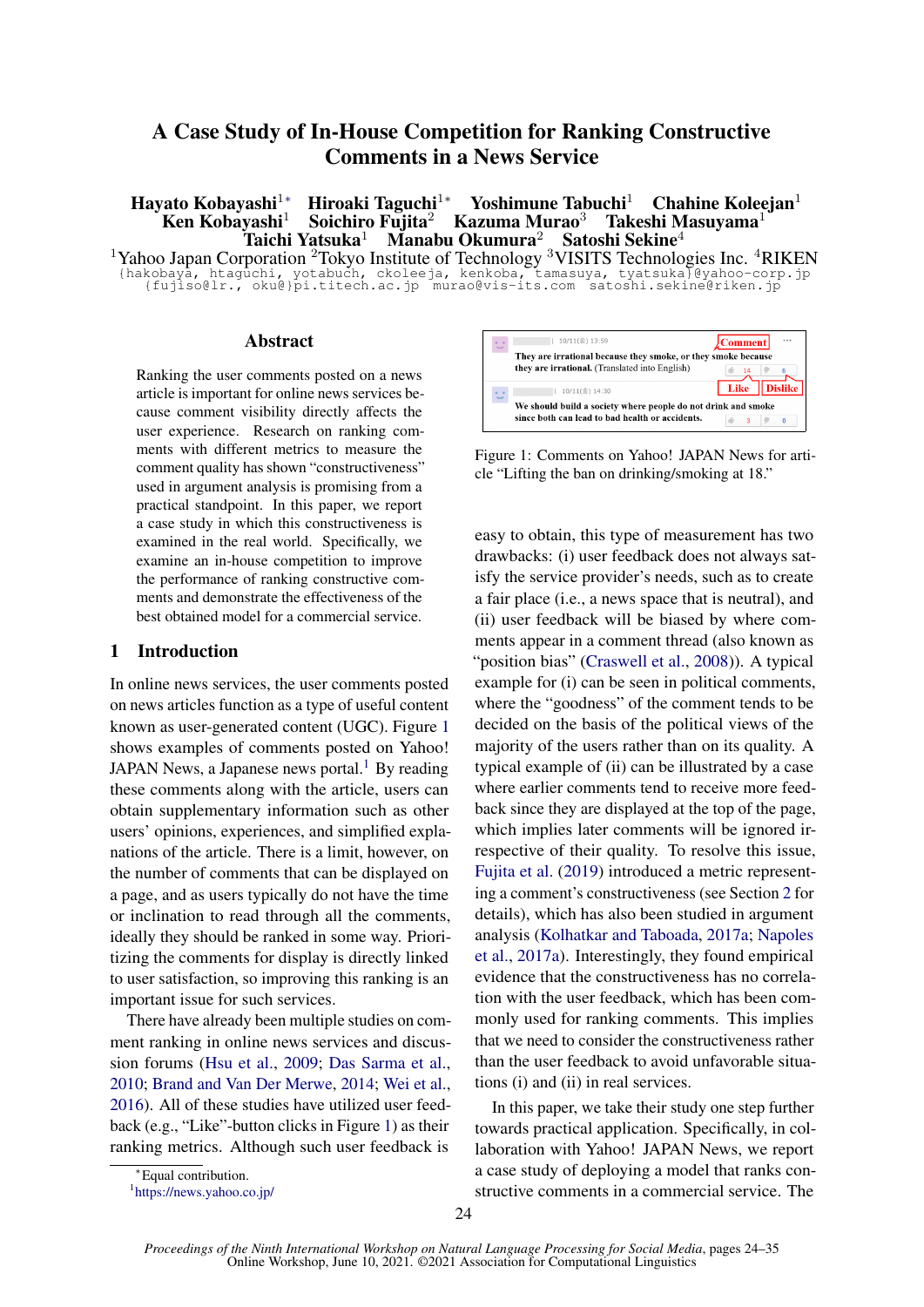# A Case Study of In-House Competition for Ranking Constructive Comments in a News Service

**Hayato Kobayashi**[1*] **Hiroaki Taguchi**[1*] **Yoshimune Tabuchi**[1] **Chahine Koleejan**[1] **Ken Kobayashi**[1] **Soichiro Fujita**[2] **Kazuma Murao**[3] **Takeshi Masuyama**[1] **Taichi Yatsuka**[1] **Manabu Okumura**[2] **Satoshi Sekine**[4]

[1]Yahoo Japan Corporation [2]Tokyo Institute of Technology [3]VISITS Technologies Inc. [4]RIKEN

{hakobaya, htaguchi, yotabuch, ckoleeja, kenkoba, tamasuya, tyatsuka}@yahoo-corp.jp
{fujiso@lr., oku@}pi.titech.ac.jp murao@vis-its.com satoshi.sekine@riken.jp

## Abstract

Ranking the user comments posted on a news article is important for online news services because comment visibility directly affects the user experience. Research on ranking comments with different metrics to measure the comment quality has shown "constructiveness" used in argument analysis is promising from a practical standpoint. In this paper, we report a case study in which this constructiveness is examined in the real world. Specifically, we examine an in-house competition to improve the performance of ranking constructive comments and demonstrate the effectiveness of the best obtained model for a commercial service.

## 1 Introduction

In online news services, the user comments posted on news articles function as a type of useful content known as user-generated content (UGC). Figure 1 shows examples of comments posted on Yahoo! JAPAN News, a Japanese news portal.[1] By reading these comments along with the article, users can obtain supplementary information such as other users' opinions, experiences, and simplified explanations of the article. There is a limit, however, on the number of comments that can be displayed on a page, and as users typically do not have the time or inclination to read through all the comments, ideally they should be ranked in some way. Prioritizing the comments for display is directly linked to user satisfaction, so improving this ranking is an important issue for such services.

There have already been multiple studies on comment ranking in online news services and discussion forums (Hsu et al., 2009; Das Sarma et al., 2010; Brand and Van Der Merwe, 2014; Wei et al., 2016). All of these studies have utilized user feedback (e.g., "Like"-button clicks in Figure 1) as their ranking metrics. Although such user feedback is

| | | Comment |
|---|---|---|
| 10/11(金) 13:59 | They are irrational because they smoke, or they smoke because they are irrational. (Translated into English) | Like 14 / Dislike 6 |
| 10/11(金) 14:30 | We should build a society where people do not drink and smoke since both can lead to bad health or accidents. | Like 3 / Dislike 0 |

Figure 1: Comments on Yahoo! JAPAN News for article "Lifting the ban on drinking/smoking at 18."

easy to obtain, this type of measurement has two drawbacks: (i) user feedback does not always satisfy the service provider's needs, such as to create a fair place (i.e., a news space that is neutral), and (ii) user feedback will be biased by where comments appear in a comment thread (also known as "position bias" (Craswell et al., 2008)). A typical example for (i) can be seen in political comments, where the "goodness" of the comment tends to be decided on the basis of the political views of the majority of the users rather than on its quality. A typical example of (ii) can be illustrated by a case where earlier comments tend to receive more feedback since they are displayed at the top of the page, which implies later comments will be ignored irrespective of their quality. To resolve this issue, Fujita et al. (2019) introduced a metric representing a comment's constructiveness (see Section 2 for details), which has also been studied in argument analysis (Kolhatkar and Taboada, 2017a; Napoles et al., 2017a). Interestingly, they found empirical evidence that the constructiveness has no correlation with the user feedback, which has been commonly used for ranking comments. This implies that we need to consider the constructiveness rather than the user feedback to avoid unfavorable situations (i) and (ii) in real services.

In this paper, we take their study one step further towards practical application. Specifically, in collaboration with Yahoo! JAPAN News, we report a case study of deploying a model that ranks constructive comments in a commercial service. The

---
*Equal contribution.
[1]https://news.yahoo.co.jp/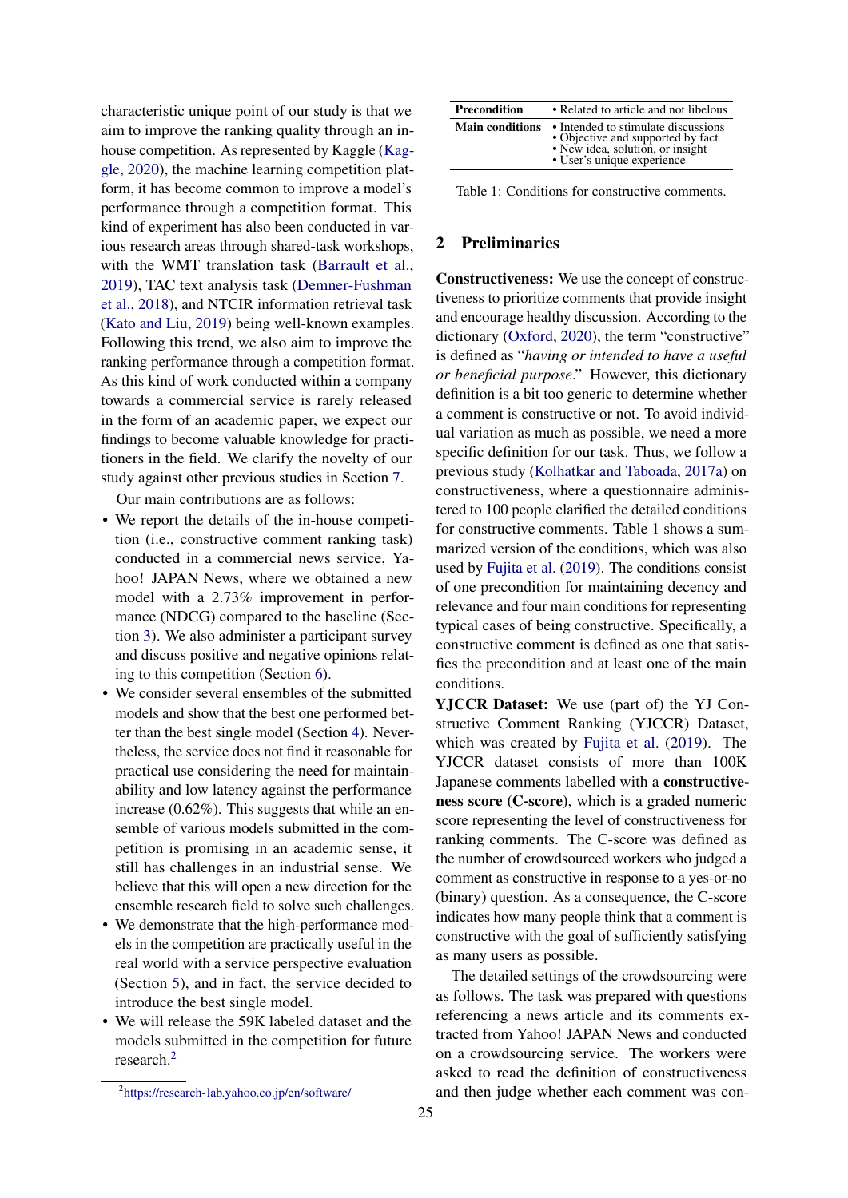characteristic unique point of our study is that we aim to improve the ranking quality through an in-house competition. As represented by Kaggle (Kaggle, 2020), the machine learning competition platform, it has become common to improve a model's performance through a competition format. This kind of experiment has also been conducted in various research areas through shared-task workshops, with the WMT translation task (Barrault et al., 2019), TAC text analysis task (Demner-Fushman et al., 2018), and NTCIR information retrieval task (Kato and Liu, 2019) being well-known examples. Following this trend, we also aim to improve the ranking performance through a competition format. As this kind of work conducted within a company towards a commercial service is rarely released in the form of an academic paper, we expect our findings to become valuable knowledge for practitioners in the field. We clarify the novelty of our study against other previous studies in Section 7.

Our main contributions are as follows:

- We report the details of the in-house competition (i.e., constructive comment ranking task) conducted in a commercial news service, Yahoo! JAPAN News, where we obtained a new model with a 2.73% improvement in performance (NDCG) compared to the baseline (Section 3). We also administer a participant survey and discuss positive and negative opinions relating to this competition (Section 6).
- We consider several ensembles of the submitted models and show that the best one performed better than the best single model (Section 4). Nevertheless, the service does not find it reasonable for practical use considering the need for maintainability and low latency against the performance increase (0.62%). This suggests that while an ensemble of various models submitted in the competition is promising in an academic sense, it still has challenges in an industrial sense. We believe that this will open a new direction for the ensemble research field to solve such challenges.
- We demonstrate that the high-performance models in the competition are practically useful in the real world with a service perspective evaluation (Section 5), and in fact, the service decided to introduce the best single model.
- We will release the 59K labeled dataset and the models submitted in the competition for future research.[2]

[2]https://research-lab.yahoo.co.jp/en/software/

| Precondition | • Related to article and not libelous |
|---|---|
| Main conditions | • Intended to stimulate discussions<br>• Objective and supported by fact<br>• New idea, solution, or insight<br>• User's unique experience |

Table 1: Conditions for constructive comments.

## 2 Preliminaries

**Constructiveness:** We use the concept of constructiveness to prioritize comments that provide insight and encourage healthy discussion. According to the dictionary (Oxford, 2020), the term "constructive" is defined as "*having or intended to have a useful or beneficial purpose*." However, this dictionary definition is a bit too generic to determine whether a comment is constructive or not. To avoid individual variation as much as possible, we need a more specific definition for our task. Thus, we follow a previous study (Kolhatkar and Taboada, 2017a) on constructiveness, where a questionnaire administered to 100 people clarified the detailed conditions for constructive comments. Table 1 shows a summarized version of the conditions, which was also used by Fujita et al. (2019). The conditions consist of one precondition for maintaining decency and relevance and four main conditions for representing typical cases of being constructive. Specifically, a constructive comment is defined as one that satisfies the precondition and at least one of the main conditions.

**YJCCR Dataset:** We use (part of) the YJ Constructive Comment Ranking (YJCCR) Dataset, which was created by Fujita et al. (2019). The YJCCR dataset consists of more than 100K Japanese comments labelled with a **constructiveness score (C-score)**, which is a graded numeric score representing the level of constructiveness for ranking comments. The C-score was defined as the number of crowdsourced workers who judged a comment as constructive in response to a yes-or-no (binary) question. As a consequence, the C-score indicates how many people think that a comment is constructive with the goal of sufficiently satisfying as many users as possible.

The detailed settings of the crowdsourcing were as follows. The task was prepared with questions referencing a news article and its comments extracted from Yahoo! JAPAN News and conducted on a crowdsourcing service. The workers were asked to read the definition of constructiveness and then judge whether each comment was con-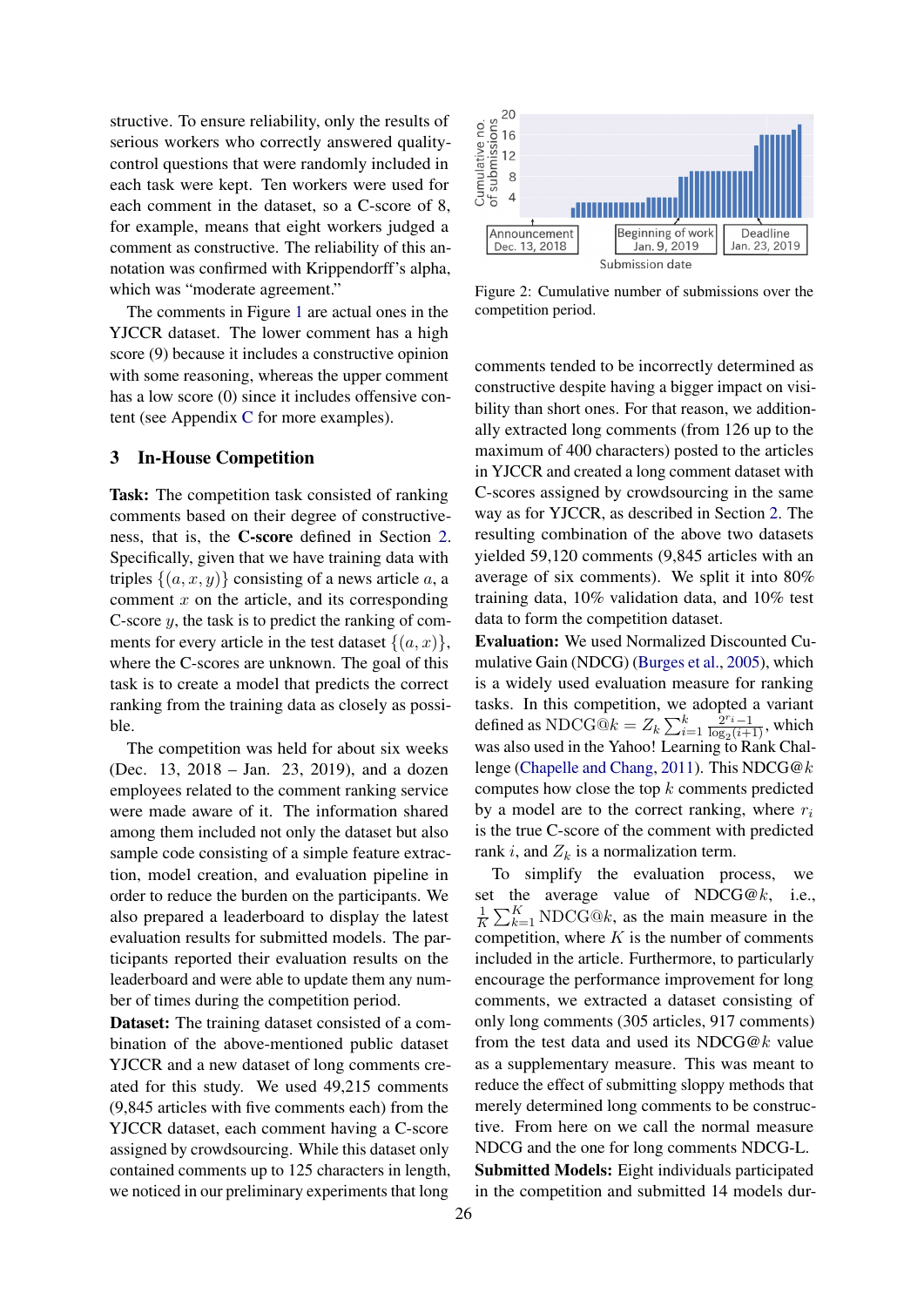structive. To ensure reliability, only the results of serious workers who correctly answered quality-control questions that were randomly included in each task were kept. Ten workers were used for each comment in the dataset, so a C-score of 8, for example, means that eight workers judged a comment as constructive. The reliability of this annotation was confirmed with Krippendorff's alpha, which was "moderate agreement."

The comments in Figure 1 are actual ones in the YJCCR dataset. The lower comment has a high score (9) because it includes a constructive opinion with some reasoning, whereas the upper comment has a low score (0) since it includes offensive content (see Appendix C for more examples).

## 3 In-House Competition

**Task:** The competition task consisted of ranking comments based on their degree of constructiveness, that is, the **C-score** defined in Section 2. Specifically, given that we have training data with triples $\{(a, x, y)\}$ consisting of a news article $a$, a comment $x$ on the article, and its corresponding C-score $y$, the task is to predict the ranking of comments for every article in the test dataset $\{(a, x)\}$, where the C-scores are unknown. The goal of this task is to create a model that predicts the correct ranking from the training data as closely as possible.

The competition was held for about six weeks (Dec. 13, 2018 – Jan. 23, 2019), and a dozen employees related to the comment ranking service were made aware of it. The information shared among them included not only the dataset but also sample code consisting of a simple feature extraction, model creation, and evaluation pipeline in order to reduce the burden on the participants. We also prepared a leaderboard to display the latest evaluation results for submitted models. The participants reported their evaluation results on the leaderboard and were able to update them any number of times during the competition period.

**Dataset:** The training dataset consisted of a combination of the above-mentioned public dataset YJCCR and a new dataset of long comments created for this study. We used 49,215 comments (9,845 articles with five comments each) from the YJCCR dataset, each comment having a C-score assigned by crowdsourcing. While this dataset only contained comments up to 125 characters in length, we noticed in our preliminary experiments that long

Figure 2: Cumulative number of submissions over the competition period.

comments tended to be incorrectly determined as constructive despite having a bigger impact on visibility than short ones. For that reason, we additionally extracted long comments (from 126 up to the maximum of 400 characters) posted to the articles in YJCCR and created a long comment dataset with C-scores assigned by crowdsourcing in the same way as for YJCCR, as described in Section 2. The resulting combination of the above two datasets yielded 59,120 comments (9,845 articles with an average of six comments). We split it into 80% training data, 10% validation data, and 10% test data to form the competition dataset.

**Evaluation:** We used Normalized Discounted Cumulative Gain (NDCG) (Burges et al., 2005), which is a widely used evaluation measure for ranking tasks. In this competition, we adopted a variant defined as $\mathrm{NDCG@}k = Z_k \sum_{i=1}^{k} \frac{2^{r_i}-1}{\log_2(i+1)}$, which was also used in the Yahoo! Learning to Rank Challenge (Chapelle and Chang, 2011). This NDCG@$k$ computes how close the top $k$ comments predicted by a model are to the correct ranking, where $r_i$ is the true C-score of the comment with predicted rank $i$, and $Z_k$ is a normalization term.

To simplify the evaluation process, we set the average value of NDCG@$k$, i.e., $\frac{1}{K}\sum_{k=1}^{K} \mathrm{NDCG@}k$, as the main measure in the competition, where $K$ is the number of comments included in the article. Furthermore, to particularly encourage the performance improvement for long comments, we extracted a dataset consisting of only long comments (305 articles, 917 comments) from the test data and used its NDCG@$k$ value as a supplementary measure. This was meant to reduce the effect of submitting sloppy methods that merely determined long comments to be constructive. From here on we call the normal measure NDCG and the one for long comments NDCG-L.

**Submitted Models:** Eight individuals participated in the competition and submitted 14 models dur-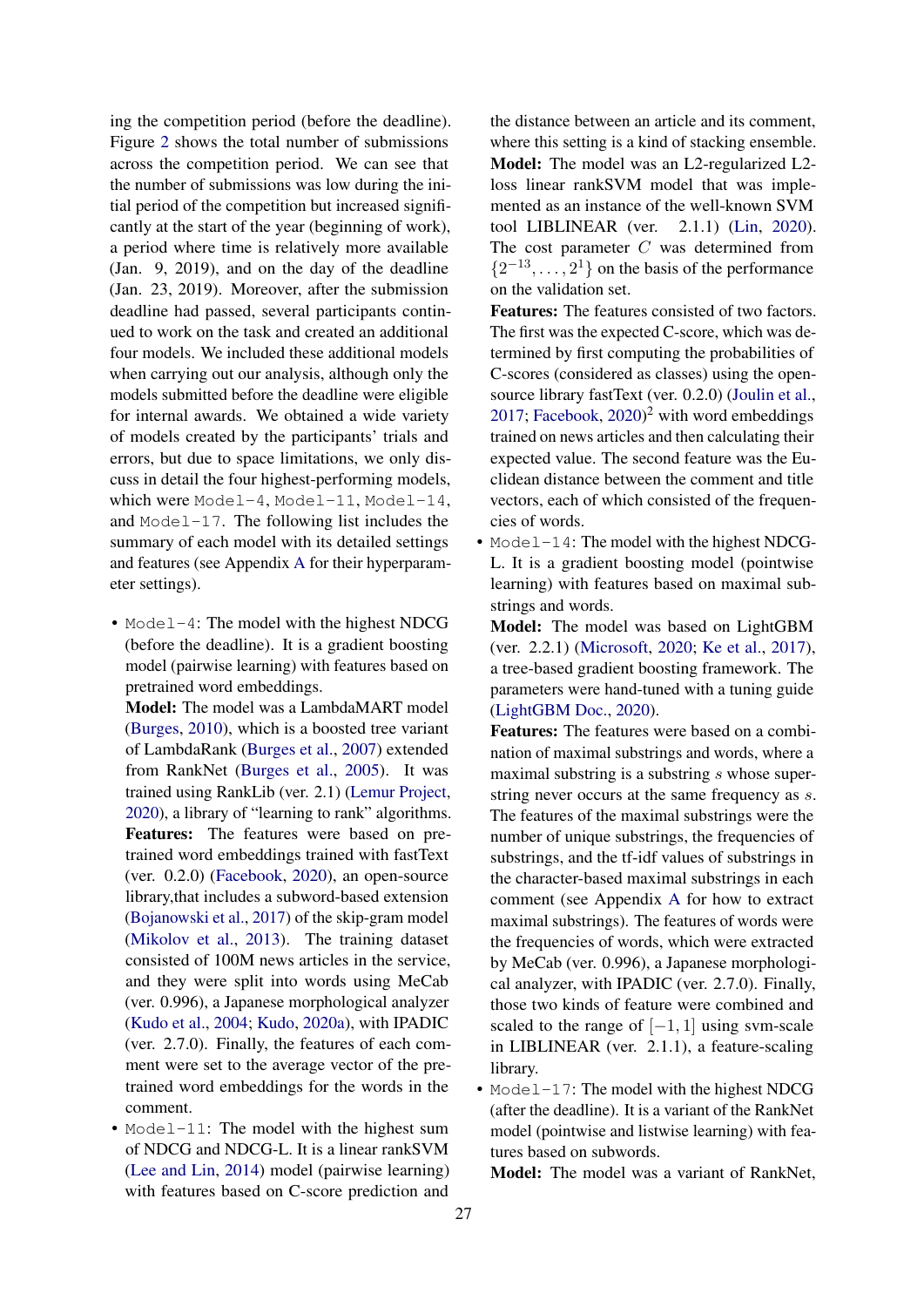ing the competition period (before the deadline). Figure 2 shows the total number of submissions across the competition period. We can see that the number of submissions was low during the initial period of the competition but increased significantly at the start of the year (beginning of work), a period where time is relatively more available (Jan. 9, 2019), and on the day of the deadline (Jan. 23, 2019). Moreover, after the submission deadline had passed, several participants continued to work on the task and created an additional four models. We included these additional models when carrying out our analysis, although only the models submitted before the deadline were eligible for internal awards. We obtained a wide variety of models created by the participants' trials and errors, but due to space limitations, we only discuss in detail the four highest-performing models, which were `Model-4`, `Model-11`, `Model-14`, and `Model-17`. The following list includes the summary of each model with its detailed settings and features (see Appendix A for their hyperparameter settings).

- `Model-4`: The model with the highest NDCG (before the deadline). It is a gradient boosting model (pairwise learning) with features based on pretrained word embeddings.
  **Model:** The model was a LambdaMART model (Burges, 2010), which is a boosted tree variant of LambdaRank (Burges et al., 2007) extended from RankNet (Burges et al., 2005). It was trained using RankLib (ver. 2.1) (Lemur Project, 2020), a library of "learning to rank" algorithms.
  **Features:** The features were based on pretrained word embeddings trained with fastText (ver. 0.2.0) (Facebook, 2020), an open-source library,that includes a subword-based extension (Bojanowski et al., 2017) of the skip-gram model (Mikolov et al., 2013). The training dataset consisted of 100M news articles in the service, and they were split into words using MeCab (ver. 0.996), a Japanese morphological analyzer (Kudo et al., 2004; Kudo, 2020a), with IPADIC (ver. 2.7.0). Finally, the features of each comment were set to the average vector of the pretrained word embeddings for the words in the comment.
- `Model-11`: The model with the highest sum of NDCG and NDCG-L. It is a linear rankSVM (Lee and Lin, 2014) model (pairwise learning) with features based on C-score prediction and the distance between an article and its comment, where this setting is a kind of stacking ensemble.
  **Model:** The model was an L2-regularized L2-loss linear rankSVM model that was implemented as an instance of the well-known SVM tool LIBLINEAR (ver. 2.1.1) (Lin, 2020). The cost parameter $C$ was determined from $\{2^{-13}, \ldots, 2^{1}\}$ on the basis of the performance on the validation set.
  **Features:** The features consisted of two factors. The first was the expected C-score, which was determined by first computing the probabilities of C-scores (considered as classes) using the open-source library fastText (ver. 0.2.0) (Joulin et al., 2017; Facebook, 2020)[2] with word embeddings trained on news articles and then calculating their expected value. The second feature was the Euclidean distance between the comment and title vectors, each of which consisted of the frequencies of words.
- `Model-14`: The model with the highest NDCG-L. It is a gradient boosting model (pointwise learning) with features based on maximal substrings and words.
  **Model:** The model was based on LightGBM (ver. 2.2.1) (Microsoft, 2020; Ke et al., 2017), a tree-based gradient boosting framework. The parameters were hand-tuned with a tuning guide (LightGBM Doc., 2020).
  **Features:** The features were based on a combination of maximal substrings and words, where a maximal substring is a substring $s$ whose superstring never occurs at the same frequency as $s$. The features of the maximal substrings were the number of unique substrings, the frequencies of substrings, and the tf-idf values of substrings in the character-based maximal substrings in each comment (see Appendix A for how to extract maximal substrings). The features of words were the frequencies of words, which were extracted by MeCab (ver. 0.996), a Japanese morphological analyzer, with IPADIC (ver. 2.7.0). Finally, those two kinds of feature were combined and scaled to the range of $[-1, 1]$ using svm-scale in LIBLINEAR (ver. 2.1.1), a feature-scaling library.
- `Model-17`: The model with the highest NDCG (after the deadline). It is a variant of the RankNet model (pointwise and listwise learning) with features based on subwords.
  **Model:** The model was a variant of RankNet,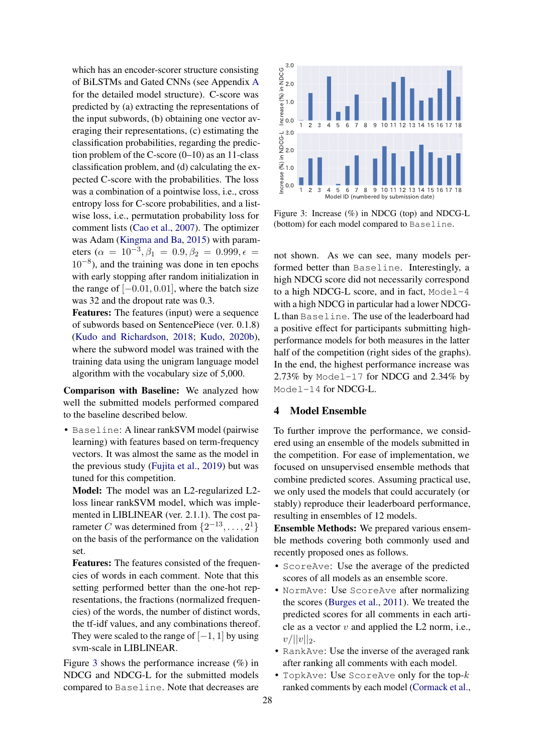which has an encoder-scorer structure consisting of BiLSTMs and Gated CNNs (see Appendix A for the detailed model structure). C-score was predicted by (a) extracting the representations of the input subwords, (b) obtaining one vector averaging their representations, (c) estimating the classification probabilities, regarding the prediction problem of the C-score (0–10) as an 11-class classification problem, and (d) calculating the expected C-score with the probabilities. The loss was a combination of a pointwise loss, i.e., cross entropy loss for C-score probabilities, and a listwise loss, i.e., permutation probability loss for comment lists (Cao et al., 2007). The optimizer was Adam (Kingma and Ba, 2015) with parameters ($\alpha = 10^{-3}, \beta_1 = 0.9, \beta_2 = 0.999, \epsilon = 10^{-8}$), and the training was done in ten epochs with early stopping after random initialization in the range of $[-0.01, 0.01]$, where the batch size was 32 and the dropout rate was 0.3.

**Features:** The features (input) were a sequence of subwords based on SentencePiece (ver. 0.1.8) (Kudo and Richardson, 2018; Kudo, 2020b), where the subword model was trained with the training data using the unigram language model algorithm with the vocabulary size of 5,000.

**Comparison with Baseline:** We analyzed how well the submitted models performed compared to the baseline described below.

- `Baseline`: A linear rankSVM model (pairwise learning) with features based on term-frequency vectors. It was almost the same as the model in the previous study (Fujita et al., 2019) but was tuned for this competition.

  **Model:** The model was an L2-regularized L2-loss linear rankSVM model, which was implemented in LIBLINEAR (ver. 2.1.1). The cost parameter $C$ was determined from $\{2^{-13}, \ldots, 2^{1}\}$ on the basis of the performance on the validation set.

  **Features:** The features consisted of the frequencies of words in each comment. Note that this setting performed better than the one-hot representations, the fractions (normalized frequencies) of the words, the number of distinct words, the tf-idf values, and any combinations thereof. They were scaled to the range of $[-1, 1]$ by using svm-scale in LIBLINEAR.

Figure 3 shows the performance increase (%) in NDCG and NDCG-L for the submitted models compared to `Baseline`. Note that decreases are not shown. As we can see, many models performed better than `Baseline`. Interestingly, a high NDCG score did not necessarily correspond to a high NDCG-L score, and in fact, `Model-4` with a high NDCG in particular had a lower NDCG-L than `Baseline`. The use of the leaderboard had a positive effect for participants submitting high-performance models for both measures in the latter half of the competition (right sides of the graphs). In the end, the highest performance increase was 2.73% by `Model-17` for NDCG and 2.34% by `Model-14` for NDCG-L.

Figure 3: Increase (%) in NDCG (top) and NDCG-L (bottom) for each model compared to `Baseline`.

## 4 Model Ensemble

To further improve the performance, we considered using an ensemble of the models submitted in the competition. For ease of implementation, we focused on unsupervised ensemble methods that combine predicted scores. Assuming practical use, we only used the models that could accurately (or stably) reproduce their leaderboard performance, resulting in ensembles of 12 models.

**Ensemble Methods:** We prepared various ensemble methods covering both commonly used and recently proposed ones as follows.

- `ScoreAve`: Use the average of the predicted scores of all models as an ensemble score.
- `NormAve`: Use `ScoreAve` after normalizing the scores (Burges et al., 2011). We treated the predicted scores for all comments in each article as a vector $v$ and applied the L2 norm, i.e., $v/||v||_2$.
- `RankAve`: Use the inverse of the averaged rank after ranking all comments with each model.
- `TopkAve`: Use `ScoreAve` only for the top-$k$ ranked comments by each model (Cormack et al.,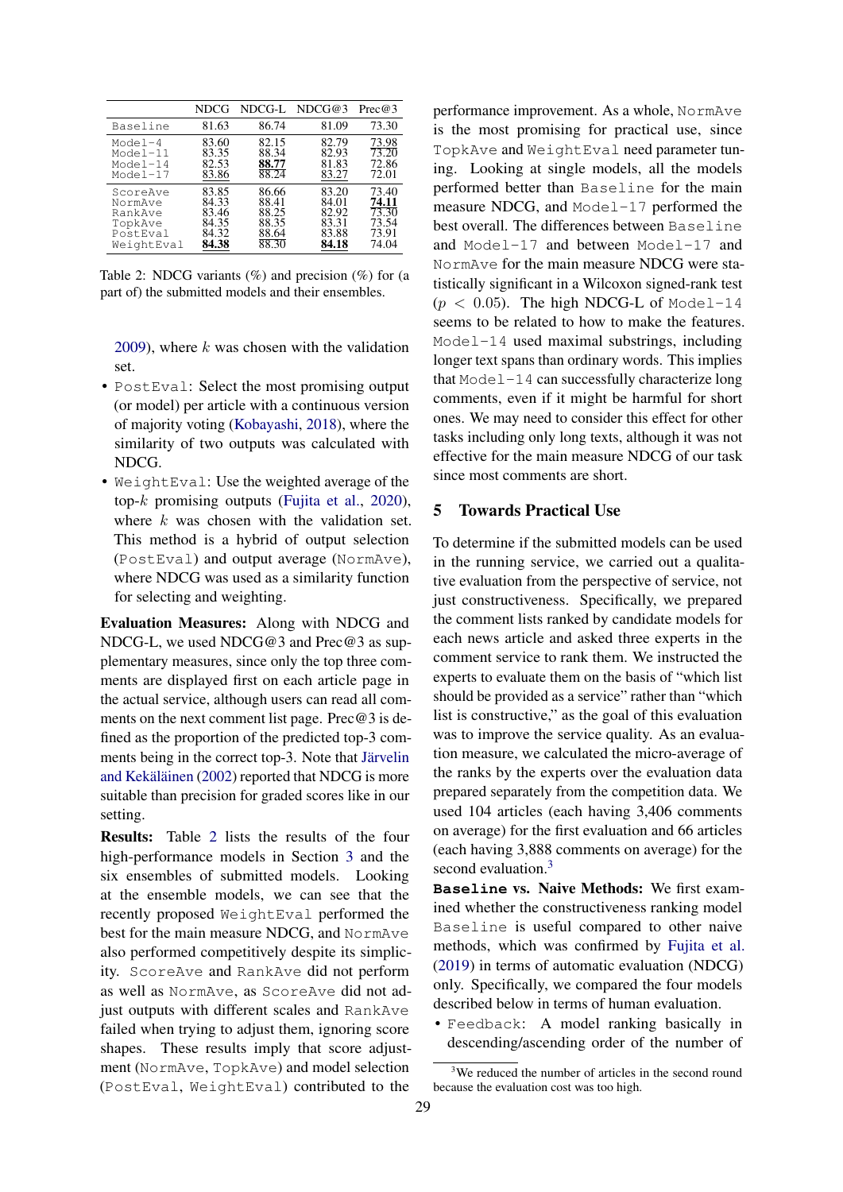|  | NDCG | NDCG-L | NDCG@3 | Prec@3 |
|---|---|---|---|---|
| Baseline | 81.63 | 86.74 | 81.09 | 73.30 |
| Model-4 | 83.60 | 82.15 | 82.79 | 73.98 |
| Model-11 | 83.35 | 88.34 | 82.93 | 73.20 |
| Model-14 | 82.53 | **88.77** | 81.83 | 72.86 |
| Model-17 | 83.86 | 88.24 | 83.27 | 72.01 |
| ScoreAve | 83.85 | 86.66 | 83.20 | 73.40 |
| NormAve | 84.33 | 88.41 | 84.01 | **74.11** |
| RankAve | 83.46 | 88.25 | 82.92 | 73.30 |
| TopkAve | 84.35 | 88.35 | 83.31 | 73.54 |
| PostEval | 84.32 | 88.64 | 83.88 | 73.91 |
| WeightEval | **84.38** | 88.30 | **84.18** | 74.04 |

Table 2: NDCG variants (%) and precision (%) for (a part of) the submitted models and their ensembles.

2009), where $k$ was chosen with the validation set.

- PostEval: Select the most promising output (or model) per article with a continuous version of majority voting (Kobayashi, 2018), where the similarity of two outputs was calculated with NDCG.
- WeightEval: Use the weighted average of the top-$k$ promising outputs (Fujita et al., 2020), where $k$ was chosen with the validation set. This method is a hybrid of output selection (PostEval) and output average (NormAve), where NDCG was used as a similarity function for selecting and weighting.

**Evaluation Measures:** Along with NDCG and NDCG-L, we used NDCG@3 and Prec@3 as supplementary measures, since only the top three comments are displayed first on each article page in the actual service, although users can read all comments on the next comment list page. Prec@3 is defined as the proportion of the predicted top-3 comments being in the correct top-3. Note that Järvelin and Kekäläinen (2002) reported that NDCG is more suitable than precision for graded scores like in our setting.

**Results:** Table 2 lists the results of the four high-performance models in Section 3 and the six ensembles of submitted models. Looking at the ensemble models, we can see that the recently proposed WeightEval performed the best for the main measure NDCG, and NormAve also performed competitively despite its simplicity. ScoreAve and RankAve did not perform as well as NormAve, as ScoreAve did not adjust outputs with different scales and RankAve failed when trying to adjust them, ignoring score shapes. These results imply that score adjustment (NormAve, TopkAve) and model selection (PostEval, WeightEval) contributed to the performance improvement. As a whole, NormAve is the most promising for practical use, since TopkAve and WeightEval need parameter tuning. Looking at single models, all the models performed better than Baseline for the main measure NDCG, and Model-17 performed the best overall. The differences between Baseline and Model-17 and between Model-17 and NormAve for the main measure NDCG were statistically significant in a Wilcoxon signed-rank test ($p < 0.05$). The high NDCG-L of Model-14 seems to be related to how to make the features. Model-14 used maximal substrings, including longer text spans than ordinary words. This implies that Model-14 can successfully characterize long comments, even if it might be harmful for short ones. We may need to consider this effect for other tasks including only long texts, although it was not effective for the main measure NDCG of our task since most comments are short.

## 5 Towards Practical Use

To determine if the submitted models can be used in the running service, we carried out a qualitative evaluation from the perspective of service, not just constructiveness. Specifically, we prepared the comment lists ranked by candidate models for each news article and asked three experts in the comment service to rank them. We instructed the experts to evaluate them on the basis of "which list should be provided as a service" rather than "which list is constructive," as the goal of this evaluation was to improve the service quality. As an evaluation measure, we calculated the micro-average of the ranks by the experts over the evaluation data prepared separately from the competition data. We used 104 articles (each having 3,406 comments on average) for the first evaluation and 66 articles (each having 3,888 comments on average) for the second evaluation.[3]

**Baseline vs. Naive Methods:** We first examined whether the constructiveness ranking model Baseline is useful compared to other naive methods, which was confirmed by Fujita et al. (2019) in terms of automatic evaluation (NDCG) only. Specifically, we compared the four models described below in terms of human evaluation.

- Feedback: A model ranking basically in descending/ascending order of the number of

[3] We reduced the number of articles in the second round because the evaluation cost was too high.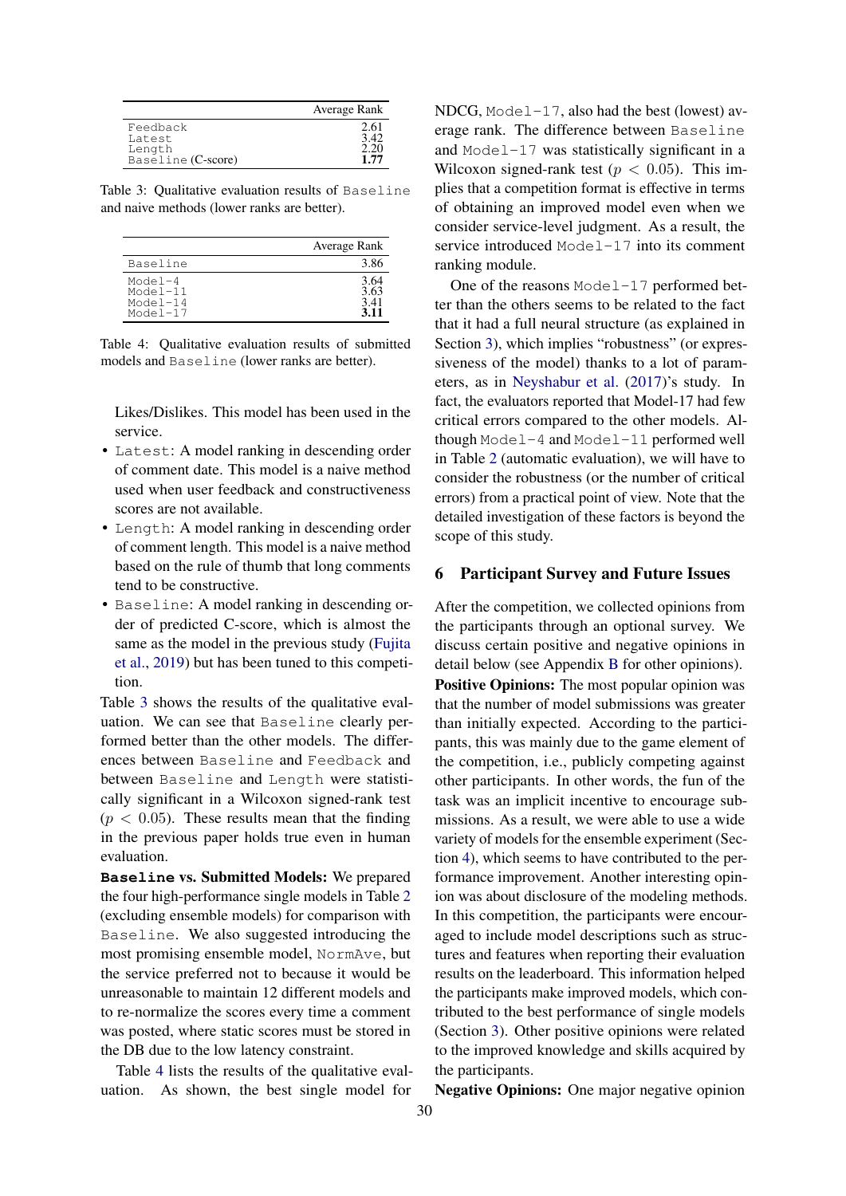| | Average Rank |
|---|---|
| Feedback | 2.61 |
| Latest | 3.42 |
| Length | 2.20 |
| Baseline (C-score) | **1.77** |

Table 3: Qualitative evaluation results of Baseline and naive methods (lower ranks are better).

| | Average Rank |
|---|---|
| Baseline | 3.86 |
| Model-4 | 3.64 |
| Model-11 | 3.63 |
| Model-14 | 3.41 |
| Model-17 | **3.11** |

Table 4: Qualitative evaluation results of submitted models and Baseline (lower ranks are better).

Likes/Dislikes. This model has been used in the service.

- Latest: A model ranking in descending order of comment date. This model is a naive method used when user feedback and constructiveness scores are not available.
- Length: A model ranking in descending order of comment length. This model is a naive method based on the rule of thumb that long comments tend to be constructive.
- Baseline: A model ranking in descending order of predicted C-score, which is almost the same as the model in the previous study (Fujita et al., 2019) but has been tuned to this competition.

Table 3 shows the results of the qualitative evaluation. We can see that Baseline clearly performed better than the other models. The differences between Baseline and Feedback and between Baseline and Length were statistically significant in a Wilcoxon signed-rank test ($p < 0.05$). These results mean that the finding in the previous paper holds true even in human evaluation.

**Baseline vs. Submitted Models:** We prepared the four high-performance single models in Table 2 (excluding ensemble models) for comparison with Baseline. We also suggested introducing the most promising ensemble model, NormAve, but the service preferred not to because it would be unreasonable to maintain 12 different models and to re-normalize the scores every time a comment was posted, where static scores must be stored in the DB due to the low latency constraint.

Table 4 lists the results of the qualitative evaluation. As shown, the best single model for NDCG, Model-17, also had the best (lowest) average rank. The difference between Baseline and Model-17 was statistically significant in a Wilcoxon signed-rank test ($p < 0.05$). This implies that a competition format is effective in terms of obtaining an improved model even when we consider service-level judgment. As a result, the service introduced Model-17 into its comment ranking module.

One of the reasons Model-17 performed better than the others seems to be related to the fact that it had a full neural structure (as explained in Section 3), which implies "robustness" (or expressiveness of the model) thanks to a lot of parameters, as in Neyshabur et al. (2017)'s study. In fact, the evaluators reported that Model-17 had few critical errors compared to the other models. Although Model-4 and Model-11 performed well in Table 2 (automatic evaluation), we will have to consider the robustness (or the number of critical errors) from a practical point of view. Note that the detailed investigation of these factors is beyond the scope of this study.

## 6 Participant Survey and Future Issues

After the competition, we collected opinions from the participants through an optional survey. We discuss certain positive and negative opinions in detail below (see Appendix B for other opinions).

**Positive Opinions:** The most popular opinion was that the number of model submissions was greater than initially expected. According to the participants, this was mainly due to the game element of the competition, i.e., publicly competing against other participants. In other words, the fun of the task was an implicit incentive to encourage submissions. As a result, we were able to use a wide variety of models for the ensemble experiment (Section 4), which seems to have contributed to the performance improvement. Another interesting opinion was about disclosure of the modeling methods. In this competition, the participants were encouraged to include model descriptions such as structures and features when reporting their evaluation results on the leaderboard. This information helped the participants make improved models, which contributed to the best performance of single models (Section 3). Other positive opinions were related to the improved knowledge and skills acquired by the participants.

**Negative Opinions:** One major negative opinion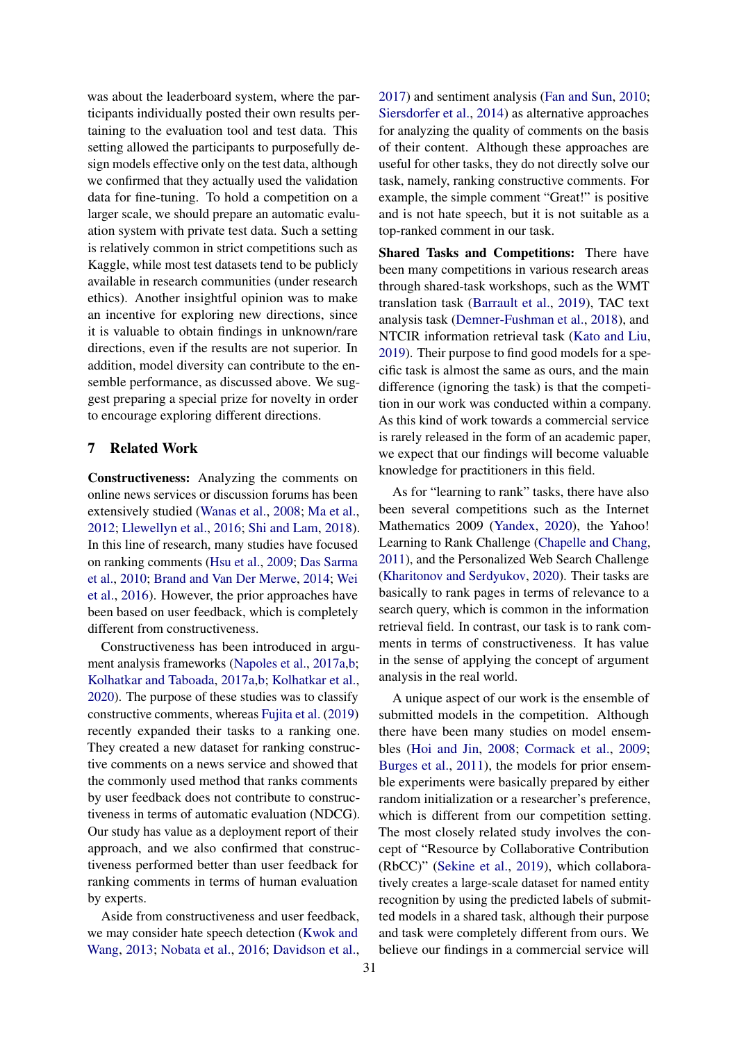was about the leaderboard system, where the participants individually posted their own results pertaining to the evaluation tool and test data. This setting allowed the participants to purposefully design models effective only on the test data, although we confirmed that they actually used the validation data for fine-tuning. To hold a competition on a larger scale, we should prepare an automatic evaluation system with private test data. Such a setting is relatively common in strict competitions such as Kaggle, while most test datasets tend to be publicly available in research communities (under research ethics). Another insightful opinion was to make an incentive for exploring new directions, since it is valuable to obtain findings in unknown/rare directions, even if the results are not superior. In addition, model diversity can contribute to the ensemble performance, as discussed above. We suggest preparing a special prize for novelty in order to encourage exploring different directions.

## 7 Related Work

**Constructiveness:** Analyzing the comments on online news services or discussion forums has been extensively studied (Wanas et al., 2008; Ma et al., 2012; Llewellyn et al., 2016; Shi and Lam, 2018). In this line of research, many studies have focused on ranking comments (Hsu et al., 2009; Das Sarma et al., 2010; Brand and Van Der Merwe, 2014; Wei et al., 2016). However, the prior approaches have been based on user feedback, which is completely different from constructiveness.

Constructiveness has been introduced in argument analysis frameworks (Napoles et al., 2017a,b; Kolhatkar and Taboada, 2017a,b; Kolhatkar et al., 2020). The purpose of these studies was to classify constructive comments, whereas Fujita et al. (2019) recently expanded their tasks to a ranking one. They created a new dataset for ranking constructive comments on a news service and showed that the commonly used method that ranks comments by user feedback does not contribute to constructiveness in terms of automatic evaluation (NDCG). Our study has value as a deployment report of their approach, and we also confirmed that constructiveness performed better than user feedback for ranking comments in terms of human evaluation by experts.

Aside from constructiveness and user feedback, we may consider hate speech detection (Kwok and Wang, 2013; Nobata et al., 2016; Davidson et al., 2017) and sentiment analysis (Fan and Sun, 2010; Siersdorfer et al., 2014) as alternative approaches for analyzing the quality of comments on the basis of their content. Although these approaches are useful for other tasks, they do not directly solve our task, namely, ranking constructive comments. For example, the simple comment "Great!" is positive and is not hate speech, but it is not suitable as a top-ranked comment in our task.

**Shared Tasks and Competitions:** There have been many competitions in various research areas through shared-task workshops, such as the WMT translation task (Barrault et al., 2019), TAC text analysis task (Demner-Fushman et al., 2018), and NTCIR information retrieval task (Kato and Liu, 2019). Their purpose to find good models for a specific task is almost the same as ours, and the main difference (ignoring the task) is that the competition in our work was conducted within a company. As this kind of work towards a commercial service is rarely released in the form of an academic paper, we expect that our findings will become valuable knowledge for practitioners in this field.

As for "learning to rank" tasks, there have also been several competitions such as the Internet Mathematics 2009 (Yandex, 2020), the Yahoo! Learning to Rank Challenge (Chapelle and Chang, 2011), and the Personalized Web Search Challenge (Kharitonov and Serdyukov, 2020). Their tasks are basically to rank pages in terms of relevance to a search query, which is common in the information retrieval field. In contrast, our task is to rank comments in terms of constructiveness. It has value in the sense of applying the concept of argument analysis in the real world.

A unique aspect of our work is the ensemble of submitted models in the competition. Although there have been many studies on model ensembles (Hoi and Jin, 2008; Cormack et al., 2009; Burges et al., 2011), the models for prior ensemble experiments were basically prepared by either random initialization or a researcher's preference, which is different from our competition setting. The most closely related study involves the concept of "Resource by Collaborative Contribution (RbCC)" (Sekine et al., 2019), which collaboratively creates a large-scale dataset for named entity recognition by using the predicted labels of submitted models in a shared task, although their purpose and task were completely different from ours. We believe our findings in a commercial service will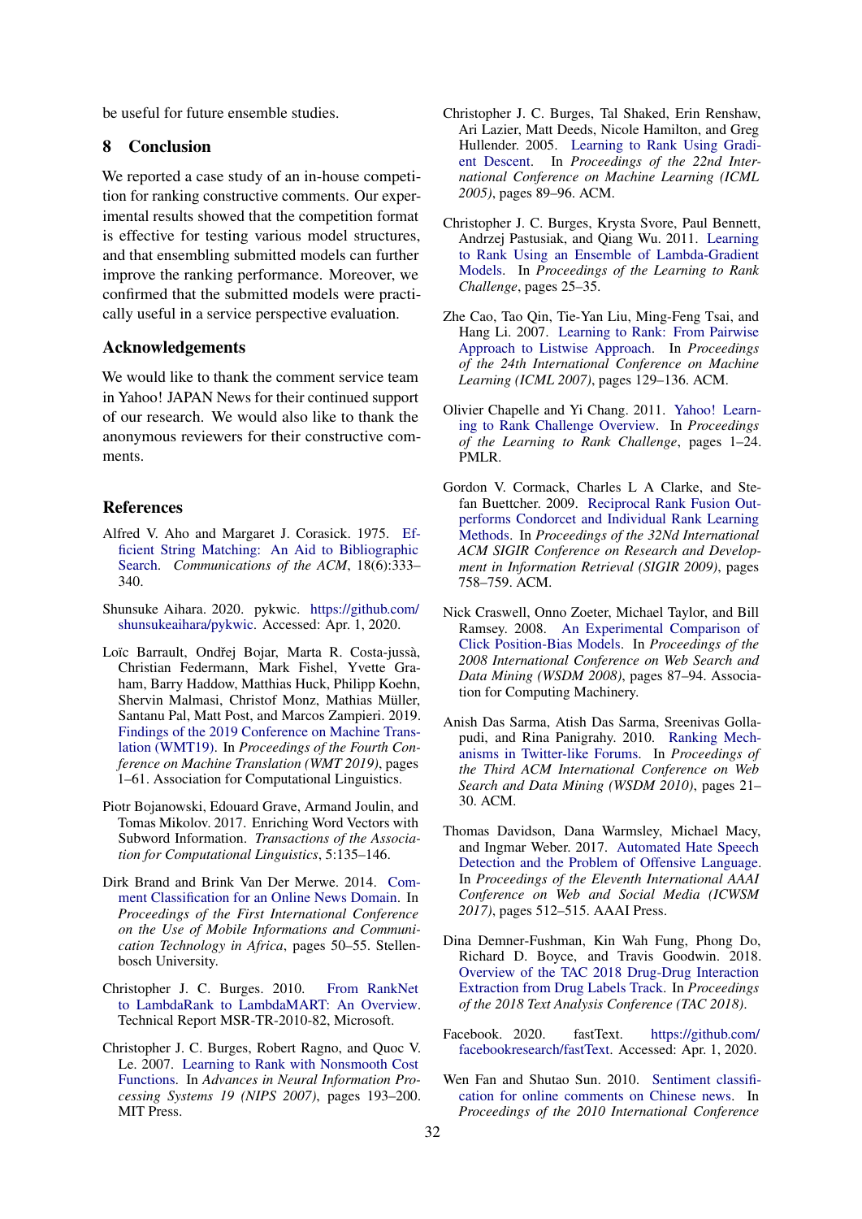be useful for future ensemble studies.

## 8 Conclusion

We reported a case study of an in-house competition for ranking constructive comments. Our experimental results showed that the competition format is effective for testing various model structures, and that ensembling submitted models can further improve the ranking performance. Moreover, we confirmed that the submitted models were practically useful in a service perspective evaluation.

## Acknowledgements

We would like to thank the comment service team in Yahoo! JAPAN News for their continued support of our research. We would also like to thank the anonymous reviewers for their constructive comments.

## References

Alfred V. Aho and Margaret J. Corasick. 1975. Efficient String Matching: An Aid to Bibliographic Search. *Communications of the ACM*, 18(6):333–340.

Shunsuke Aihara. 2020. pykwic. https://github.com/shunsukeaihara/pykwic. Accessed: Apr. 1, 2020.

Loïc Barrault, Ondřej Bojar, Marta R. Costa-jussà, Christian Federmann, Mark Fishel, Yvette Graham, Barry Haddow, Matthias Huck, Philipp Koehn, Shervin Malmasi, Christof Monz, Mathias Müller, Santanu Pal, Matt Post, and Marcos Zampieri. 2019. Findings of the 2019 Conference on Machine Translation (WMT19). In *Proceedings of the Fourth Conference on Machine Translation (WMT 2019)*, pages 1–61. Association for Computational Linguistics.

Piotr Bojanowski, Edouard Grave, Armand Joulin, and Tomas Mikolov. 2017. Enriching Word Vectors with Subword Information. *Transactions of the Association for Computational Linguistics*, 5:135–146.

Dirk Brand and Brink Van Der Merwe. 2014. Comment Classification for an Online News Domain. In *Proceedings of the First International Conference on the Use of Mobile Informations and Communication Technology in Africa*, pages 50–55. Stellenbosch University.

Christopher J. C. Burges. 2010. From RankNet to LambdaRank to LambdaMART: An Overview. Technical Report MSR-TR-2010-82, Microsoft.

Christopher J. C. Burges, Robert Ragno, and Quoc V. Le. 2007. Learning to Rank with Nonsmooth Cost Functions. In *Advances in Neural Information Processing Systems 19 (NIPS 2007)*, pages 193–200. MIT Press.

Christopher J. C. Burges, Tal Shaked, Erin Renshaw, Ari Lazier, Matt Deeds, Nicole Hamilton, and Greg Hullender. 2005. Learning to Rank Using Gradient Descent. In *Proceedings of the 22nd International Conference on Machine Learning (ICML 2005)*, pages 89–96. ACM.

Christopher J. C. Burges, Krysta Svore, Paul Bennett, Andrzej Pastusiak, and Qiang Wu. 2011. Learning to Rank Using an Ensemble of Lambda-Gradient Models. In *Proceedings of the Learning to Rank Challenge*, pages 25–35.

Zhe Cao, Tao Qin, Tie-Yan Liu, Ming-Feng Tsai, and Hang Li. 2007. Learning to Rank: From Pairwise Approach to Listwise Approach. In *Proceedings of the 24th International Conference on Machine Learning (ICML 2007)*, pages 129–136. ACM.

Olivier Chapelle and Yi Chang. 2011. Yahoo! Learning to Rank Challenge Overview. In *Proceedings of the Learning to Rank Challenge*, pages 1–24. PMLR.

Gordon V. Cormack, Charles L A Clarke, and Stefan Buettcher. 2009. Reciprocal Rank Fusion Outperforms Condorcet and Individual Rank Learning Methods. In *Proceedings of the 32Nd International ACM SIGIR Conference on Research and Development in Information Retrieval (SIGIR 2009)*, pages 758–759. ACM.

Nick Craswell, Onno Zoeter, Michael Taylor, and Bill Ramsey. 2008. An Experimental Comparison of Click Position-Bias Models. In *Proceedings of the 2008 International Conference on Web Search and Data Mining (WSDM 2008)*, pages 87–94. Association for Computing Machinery.

Anish Das Sarma, Atish Das Sarma, Sreenivas Gollapudi, and Rina Panigrahy. 2010. Ranking Mechanisms in Twitter-like Forums. In *Proceedings of the Third ACM International Conference on Web Search and Data Mining (WSDM 2010)*, pages 21–30. ACM.

Thomas Davidson, Dana Warmsley, Michael Macy, and Ingmar Weber. 2017. Automated Hate Speech Detection and the Problem of Offensive Language. In *Proceedings of the Eleventh International AAAI Conference on Web and Social Media (ICWSM 2017)*, pages 512–515. AAAI Press.

Dina Demner-Fushman, Kin Wah Fung, Phong Do, Richard D. Boyce, and Travis Goodwin. 2018. Overview of the TAC 2018 Drug-Drug Interaction Extraction from Drug Labels Track. In *Proceedings of the 2018 Text Analysis Conference (TAC 2018)*.

Facebook. 2020. fastText. https://github.com/facebookresearch/fastText. Accessed: Apr. 1, 2020.

Wen Fan and Shutao Sun. 2010. Sentiment classification for online comments on Chinese news. In *Proceedings of the 2010 International Conference*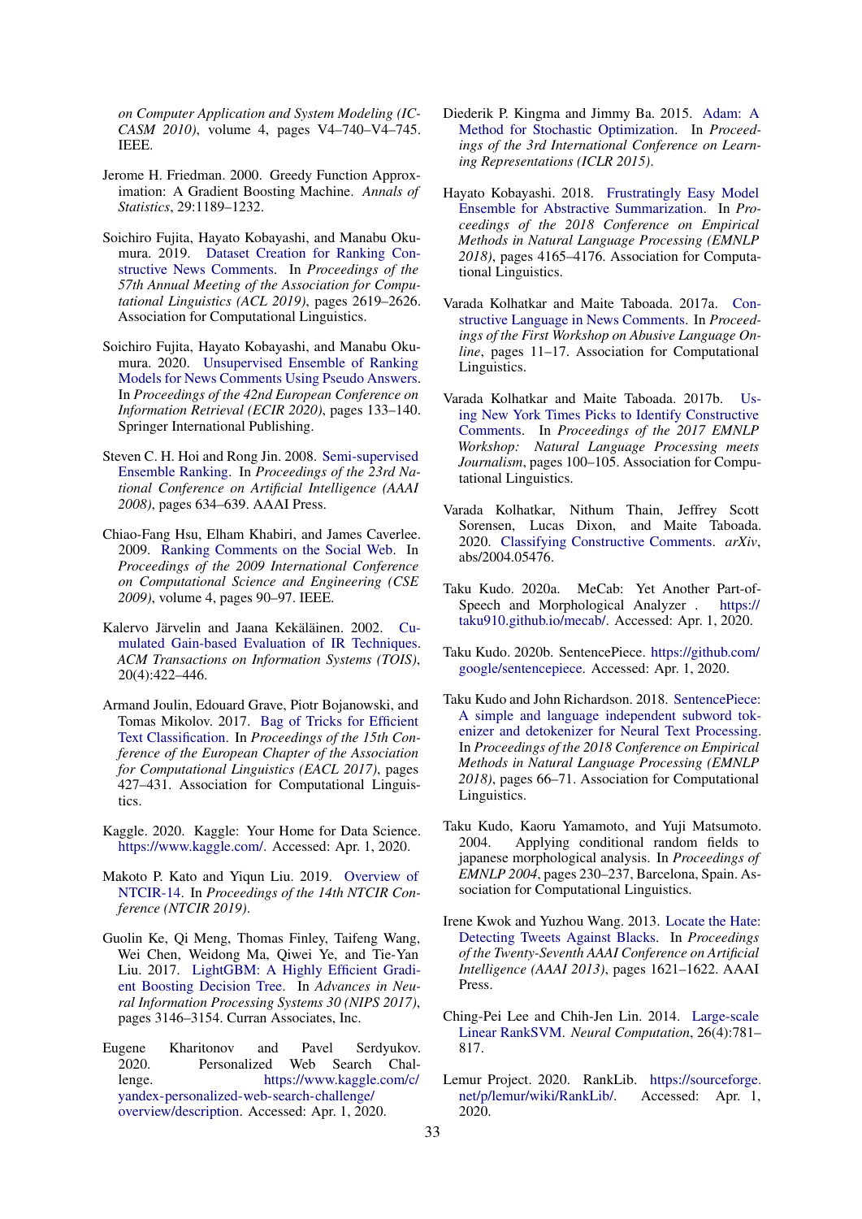*on Computer Application and System Modeling (ICCASM 2010)*, volume 4, pages V4–740–V4–745. IEEE.

Jerome H. Friedman. 2000. Greedy Function Approximation: A Gradient Boosting Machine. *Annals of Statistics*, 29:1189–1232.

Soichiro Fujita, Hayato Kobayashi, and Manabu Okumura. 2019. Dataset Creation for Ranking Constructive News Comments. In *Proceedings of the 57th Annual Meeting of the Association for Computational Linguistics (ACL 2019)*, pages 2619–2626. Association for Computational Linguistics.

Soichiro Fujita, Hayato Kobayashi, and Manabu Okumura. 2020. Unsupervised Ensemble of Ranking Models for News Comments Using Pseudo Answers. In *Proceedings of the 42nd European Conference on Information Retrieval (ECIR 2020)*, pages 133–140. Springer International Publishing.

Steven C. H. Hoi and Rong Jin. 2008. Semi-supervised Ensemble Ranking. In *Proceedings of the 23rd National Conference on Artificial Intelligence (AAAI 2008)*, pages 634–639. AAAI Press.

Chiao-Fang Hsu, Elham Khabiri, and James Caverlee. 2009. Ranking Comments on the Social Web. In *Proceedings of the 2009 International Conference on Computational Science and Engineering (CSE 2009)*, volume 4, pages 90–97. IEEE.

Kalervo Järvelin and Jaana Kekäläinen. 2002. Cumulated Gain-based Evaluation of IR Techniques. *ACM Transactions on Information Systems (TOIS)*, 20(4):422–446.

Armand Joulin, Edouard Grave, Piotr Bojanowski, and Tomas Mikolov. 2017. Bag of Tricks for Efficient Text Classification. In *Proceedings of the 15th Conference of the European Chapter of the Association for Computational Linguistics (EACL 2017)*, pages 427–431. Association for Computational Linguistics.

Kaggle. 2020. Kaggle: Your Home for Data Science. https://www.kaggle.com/. Accessed: Apr. 1, 2020.

Makoto P. Kato and Yiqun Liu. 2019. Overview of NTCIR-14. In *Proceedings of the 14th NTCIR Conference (NTCIR 2019)*.

Guolin Ke, Qi Meng, Thomas Finley, Taifeng Wang, Wei Chen, Weidong Ma, Qiwei Ye, and Tie-Yan Liu. 2017. LightGBM: A Highly Efficient Gradient Boosting Decision Tree. In *Advances in Neural Information Processing Systems 30 (NIPS 2017)*, pages 3146–3154. Curran Associates, Inc.

Eugene Kharitonov and Pavel Serdyukov. 2020. Personalized Web Search Challenge. https://www.kaggle.com/c/yandex-personalized-web-search-challenge/overview/description. Accessed: Apr. 1, 2020.

Diederik P. Kingma and Jimmy Ba. 2015. Adam: A Method for Stochastic Optimization. In *Proceedings of the 3rd International Conference on Learning Representations (ICLR 2015)*.

Hayato Kobayashi. 2018. Frustratingly Easy Model Ensemble for Abstractive Summarization. In *Proceedings of the 2018 Conference on Empirical Methods in Natural Language Processing (EMNLP 2018)*, pages 4165–4176. Association for Computational Linguistics.

Varada Kolhatkar and Maite Taboada. 2017a. Constructive Language in News Comments. In *Proceedings of the First Workshop on Abusive Language Online*, pages 11–17. Association for Computational Linguistics.

Varada Kolhatkar and Maite Taboada. 2017b. Using New York Times Picks to Identify Constructive Comments. In *Proceedings of the 2017 EMNLP Workshop: Natural Language Processing meets Journalism*, pages 100–105. Association for Computational Linguistics.

Varada Kolhatkar, Nithum Thain, Jeffrey Scott Sorensen, Lucas Dixon, and Maite Taboada. 2020. Classifying Constructive Comments. *arXiv*, abs/2004.05476.

Taku Kudo. 2020a. MeCab: Yet Another Part-of-Speech and Morphological Analyzer . https://taku910.github.io/mecab/. Accessed: Apr. 1, 2020.

Taku Kudo. 2020b. SentencePiece. https://github.com/google/sentencepiece. Accessed: Apr. 1, 2020.

Taku Kudo and John Richardson. 2018. SentencePiece: A simple and language independent subword tokenizer and detokenizer for Neural Text Processing. In *Proceedings of the 2018 Conference on Empirical Methods in Natural Language Processing (EMNLP 2018)*, pages 66–71. Association for Computational Linguistics.

Taku Kudo, Kaoru Yamamoto, and Yuji Matsumoto. 2004. Applying conditional random fields to japanese morphological analysis. In *Proceedings of EMNLP 2004*, pages 230–237, Barcelona, Spain. Association for Computational Linguistics.

Irene Kwok and Yuzhou Wang. 2013. Locate the Hate: Detecting Tweets Against Blacks. In *Proceedings of the Twenty-Seventh AAAI Conference on Artificial Intelligence (AAAI 2013)*, pages 1621–1622. AAAI Press.

Ching-Pei Lee and Chih-Jen Lin. 2014. Large-scale Linear RankSVM. *Neural Computation*, 26(4):781–817.

Lemur Project. 2020. RankLib. https://sourceforge.net/p/lemur/wiki/RankLib/. Accessed: Apr. 1, 2020.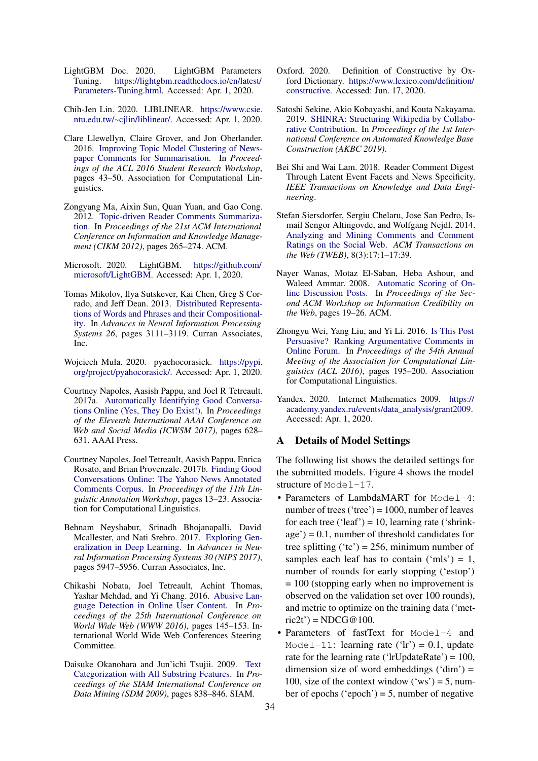LightGBM Doc. 2020. LightGBM Parameters Tuning. https://lightgbm.readthedocs.io/en/latest/Parameters-Tuning.html. Accessed: Apr. 1, 2020.

Chih-Jen Lin. 2020. LIBLINEAR. https://www.csie.ntu.edu.tw/~cjlin/liblinear/. Accessed: Apr. 1, 2020.

Clare Llewellyn, Claire Grover, and Jon Oberlander. 2016. Improving Topic Model Clustering of Newspaper Comments for Summarisation. In *Proceedings of the ACL 2016 Student Research Workshop*, pages 43–50. Association for Computational Linguistics.

Zongyang Ma, Aixin Sun, Quan Yuan, and Gao Cong. 2012. Topic-driven Reader Comments Summarization. In *Proceedings of the 21st ACM International Conference on Information and Knowledge Management (CIKM 2012)*, pages 265–274. ACM.

Microsoft. 2020. LightGBM. https://github.com/microsoft/LightGBM. Accessed: Apr. 1, 2020.

Tomas Mikolov, Ilya Sutskever, Kai Chen, Greg S Corrado, and Jeff Dean. 2013. Distributed Representations of Words and Phrases and their Compositionality. In *Advances in Neural Information Processing Systems 26*, pages 3111–3119. Curran Associates, Inc.

Wojciech Muła. 2020. pyachocorasick. https://pypi.org/project/pyahocorasick/. Accessed: Apr. 1, 2020.

Courtney Napoles, Aasish Pappu, and Joel R Tetreault. 2017a. Automatically Identifying Good Conversations Online (Yes, They Do Exist!). In *Proceedings of the Eleventh International AAAI Conference on Web and Social Media (ICWSM 2017)*, pages 628–631. AAAI Press.

Courtney Napoles, Joel Tetreault, Aasish Pappu, Enrica Rosato, and Brian Provenzale. 2017b. Finding Good Conversations Online: The Yahoo News Annotated Comments Corpus. In *Proceedings of the 11th Linguistic Annotation Workshop*, pages 13–23. Association for Computational Linguistics.

Behnam Neyshabur, Srinadh Bhojanapalli, David Mcallester, and Nati Srebro. 2017. Exploring Generalization in Deep Learning. In *Advances in Neural Information Processing Systems 30 (NIPS 2017)*, pages 5947–5956. Curran Associates, Inc.

Chikashi Nobata, Joel Tetreault, Achint Thomas, Yashar Mehdad, and Yi Chang. 2016. Abusive Language Detection in Online User Content. In *Proceedings of the 25th International Conference on World Wide Web (WWW 2016)*, pages 145–153. International World Wide Web Conferences Steering Committee.

Daisuke Okanohara and Jun'ichi Tsujii. 2009. Text Categorization with All Substring Features. In *Proceedings of the SIAM International Conference on Data Mining (SDM 2009)*, pages 838–846. SIAM.

Oxford. 2020. Definition of Constructive by Oxford Dictionary. https://www.lexico.com/definition/constructive. Accessed: Jun. 17, 2020.

Satoshi Sekine, Akio Kobayashi, and Kouta Nakayama. 2019. SHINRA: Structuring Wikipedia by Collaborative Contribution. In *Proceedings of the 1st International Conference on Automated Knowledge Base Construction (AKBC 2019)*.

Bei Shi and Wai Lam. 2018. Reader Comment Digest Through Latent Event Facets and News Specificity. *IEEE Transactions on Knowledge and Data Engineering*.

Stefan Siersdorfer, Sergiu Chelaru, Jose San Pedro, Ismail Sengor Altingovde, and Wolfgang Nejdl. 2014. Analyzing and Mining Comments and Comment Ratings on the Social Web. *ACM Transactions on the Web (TWEB)*, 8(3):17:1–17:39.

Nayer Wanas, Motaz El-Saban, Heba Ashour, and Waleed Ammar. 2008. Automatic Scoring of Online Discussion Posts. In *Proceedings of the Second ACM Workshop on Information Credibility on the Web*, pages 19–26. ACM.

Zhongyu Wei, Yang Liu, and Yi Li. 2016. Is This Post Persuasive? Ranking Argumentative Comments in Online Forum. In *Proceedings of the 54th Annual Meeting of the Association for Computational Linguistics (ACL 2016)*, pages 195–200. Association for Computational Linguistics.

Yandex. 2020. Internet Mathematics 2009. https://academy.yandex.ru/events/data_analysis/grant2009. Accessed: Apr. 1, 2020.

## A Details of Model Settings

The following list shows the detailed settings for the submitted models. Figure 4 shows the model structure of `Model-17`.

- Parameters of LambdaMART for `Model-4`: number of trees ('tree') = 1000, number of leaves for each tree ('leaf') = 10, learning rate ('shrinkage') = 0.1, number of threshold candidates for tree splitting ('tc') = 256, minimum number of samples each leaf has to contain ('mls') = 1, number of rounds for early stopping ('estop') = 100 (stopping early when no improvement is observed on the validation set over 100 rounds), and metric to optimize on the training data ('metric2t') = NDCG@100.
- Parameters of fastText for `Model-4` and `Model-11`: learning rate ('lr') = 0.1, update rate for the learning rate ('lrUpdateRate') = 100, dimension size of word embeddings ('dim') = 100, size of the context window ('ws') = 5, number of epochs ('epoch') = 5, number of negative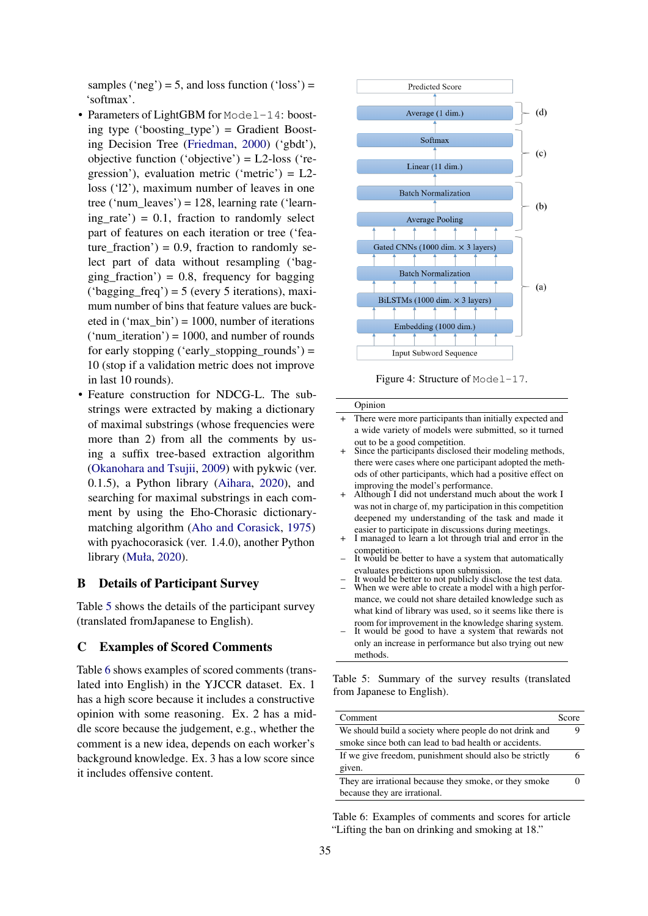samples ('neg') = 5, and loss function ('loss') = 'softmax'.

- Parameters of LightGBM for `Model-14`: boosting type ('boosting_type') = Gradient Boosting Decision Tree (Friedman, 2000) ('gbdt'), objective function ('objective') = L2-loss ('regression'), evaluation metric ('metric') = L2-loss ('l2'), maximum number of leaves in one tree ('num_leaves') = 128, learning rate ('learning_rate') = 0.1, fraction to randomly select part of features on each iteration or tree ('feature_fraction') = 0.9, fraction to randomly select part of data without resampling ('bagging_fraction') = 0.8, frequency for bagging ('bagging_freq') = 5 (every 5 iterations), maximum number of bins that feature values are bucketed in ('max_bin') = 1000, number of iterations ('num_iteration') = 1000, and number of rounds for early stopping ('early_stopping_rounds') = 10 (stop if a validation metric does not improve in last 10 rounds).
- Feature construction for NDCG-L. The substrings were extracted by making a dictionary of maximal substrings (whose frequencies were more than 2) from all the comments by using a suffix tree-based extraction algorithm (Okanohara and Tsujii, 2009) with pykwic (ver. 0.1.5), a Python library (Aihara, 2020), and searching for maximal substrings in each comment by using the Eho-Chorasic dictionary-matching algorithm (Aho and Corasick, 1975) with pyachocorasick (ver. 1.4.0), another Python library (Muła, 2020).

## B Details of Participant Survey

Table 5 shows the details of the participant survey (translated fromJapanese to English).

## C Examples of Scored Comments

Table 6 shows examples of scored comments (translated into English) in the YJCCR dataset. Ex. 1 has a high score because it includes a constructive opinion with some reasoning. Ex. 2 has a middle score because the judgement, e.g., whether the comment is a new idea, depends on each worker's background knowledge. Ex. 3 has a low score since it includes offensive content.

Predicted Score

Average (1 dim.)

(d)

Softmax

Linear (11 dim.)

(c)

Batch Normalization

Average Pooling

(b)

Gated CNNs (1000 dim. × 3 layers)

Batch Normalization

BiLSTMs (1000 dim. × 3 layers)

Embedding (1000 dim.)

(a)

Input Subword Sequence

Figure 4: Structure of `Model-17`.

| | Opinion |
|---|---|
| + | There were more participants than initially expected and a wide variety of models were submitted, so it turned out to be a good competition. |
| + | Since the participants disclosed their modeling methods, there were cases where one participant adopted the methods of other participants, which had a positive effect on improving the model's performance. |
| + | Although I did not understand much about the work I was not in charge of, my participation in this competition deepened my understanding of the task and made it easier to participate in discussions during meetings. |
| + | I managed to learn a lot through trial and error in the competition. |
| – | It would be better to have a system that automatically evaluates predictions upon submission. |
| – | It would be better to not publicly disclose the test data. |
| – | When we were able to create a model with a high performance, we could not share detailed knowledge such as what kind of library was used, so it seems like there is room for improvement in the knowledge sharing system. |
| – | It would be good to have a system that rewards not only an increase in performance but also trying out new methods. |

Table 5: Summary of the survey results (translated from Japanese to English).

| Comment | Score |
|---|---|
| We should build a society where people do not drink and smoke since both can lead to bad health or accidents. | 9 |
| If we give freedom, punishment should also be strictly given. | 6 |
| They are irrational because they smoke, or they smoke because they are irrational. | 0 |

Table 6: Examples of comments and scores for article "Lifting the ban on drinking and smoking at 18."